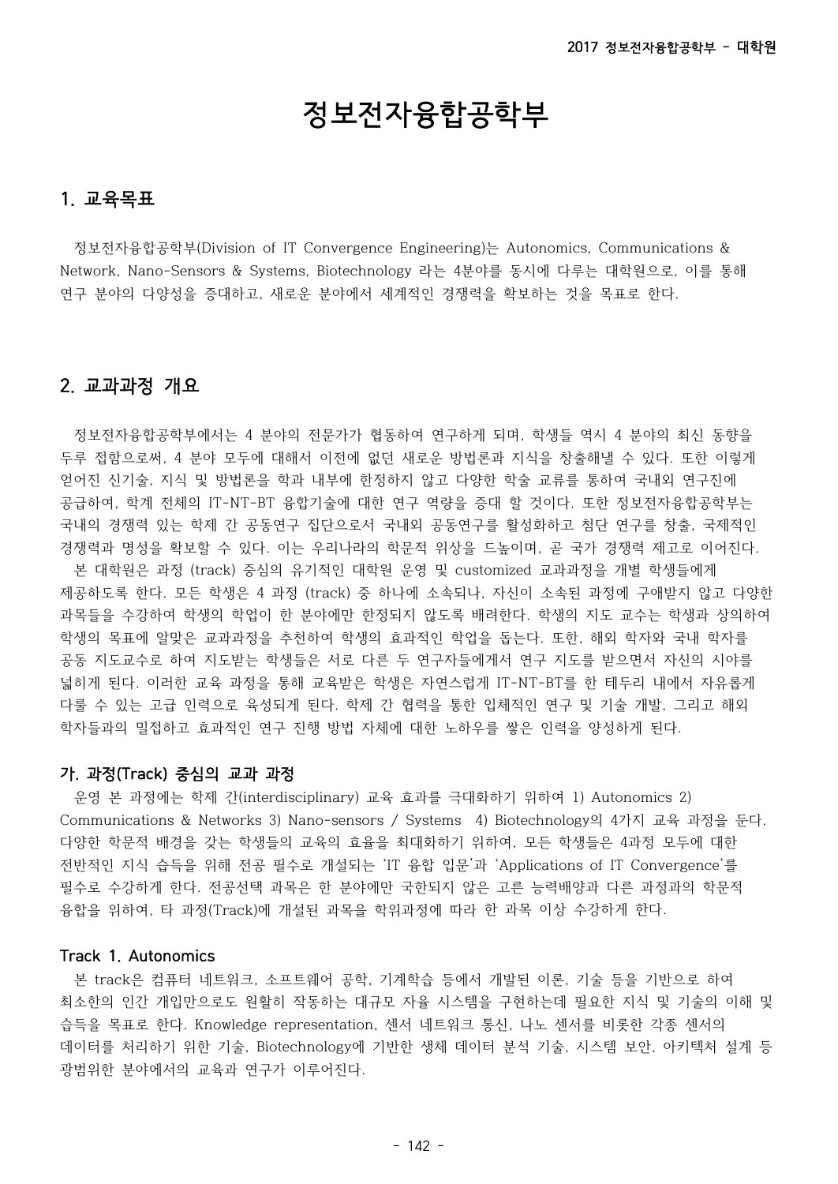# 정보전자융합공학부

## 1. 교육목표

정보전자융합공학부(Division of IT Convergence Engineering)는 Autonomics, Communications & Network, Nano-Sensors & Systems, Biotechnology 라는 4분야를 동시에 다루는 대학원으로, 이를 통해 연구 분야의 다양성을 증대하고, 새로운 분야에서 세계적인 경쟁력을 확보하는 것을 목표로 한다.

## 2. 교과과정 개요

정보전자융합공학부에서는 4 분야의 전문가가 협동하여 연구하게 되며, 학생들 역시 4 분야의 최신 동향을 두루 접함으로써, 4 분야 모두에 대해서 이전에 없던 새로운 방법론과 지식을 창출해낼 수 있다. 또한 이렇게 얻어진 신기술, 지식 및 방법론을 학과 내부에 한정하지 않고 다양한 학술 교류를 통하여 국내외 연구진에 공급하여, 학계 전체의 IT-NT-BT 융합기술에 대한 연구 역량을 증대 할 것이다. 또한 정보전자융합공학부는 국내의 경쟁력 있는 학제 간 공동연구 집단으로서 국내외 공동연구를 활성화하고 첨단 연구를 창출, 국제적인 경쟁력과 명성을 확보할 수 있다. 이는 우리나라의 학문적 위상을 드높이며, 곧 국가 경쟁력 제고로 이어진다.

본 대학원은 과정 (track) 중심의 유기적인 대학원 운영 및 customized 교과과정을 개별 학생들에게 제공하도록 한다. 모든 학생은 4 과정 (track) 중 하나에 소속되나, 자신이 소속된 과정에 구애받지 않고 다양한 과목들을 수강하여 학생의 학업이 한 분야에만 한정되지 않도록 배려한다. 학생의 지도 교수는 학생과 상의하여 학생의 목표에 알맞은 교과과정을 추천하여 학생의 효과적인 학업을 돕는다. 또한, 해외 학자와 국내 학자를 공동 지도교수로 하여 지도받는 학생들은 서로 다른 두 연구자들에게서 연구 지도를 받으면서 자신의 시야를 넓히게 된다. 이러한 교육 과정을 통해 교육받은 학생은 자연스럽게 IT-NT-BT를 한 테두리 내에서 자유롭게 다룰 수 있는 고급 인력으로 육성되게 된다. 학제 간 협력을 통한 입체적인 연구 및 기술 개발, 그리고 해외 학자들과의 밀접하고 효과적인 연구 진행 방법 자체에 대한 노하우를 쌓은 인력을 양성하게 된다.

### 가. 과정(Track) 중심의 교과 과정

운영 본 과정에는 학제 간(interdisciplinary) 교육 효과를 극대화하기 위하여 1) Autonomics 2) Communications & Networks 3) Nano-sensors / Systems 4) Biotechnology의 4가지 교육 과정을 둔다. 다양한 학문적 배경을 갖는 학생들의 교육의 효율을 최대화하기 위하여, 모든 학생들은 4과정 모두에 대한 전반적인 지식 습득을 위해 전공 필수로 개설되는 'IT 융합 입문'과 'Applications of IT Convergence'를 필수로 수강하게 한다. 전공선택 과목은 한 분야에만 국한되지 않은 고른 능력배양과 다른 과정과의 학문적 융합을 위하여, 타 과정(Track)에 개설된 과목을 학위과정에 따라 한 과목 이상 수강하게 한다.

### Track 1. Autonomics

본 track은 컴퓨터 네트워크, 소프트웨어 공학, 기계학습 등에서 개발된 이론, 기술 등을 기반으로 하여 최소한의 인간 개입만으로도 원활히 작동하는 대규모 자율 시스템을 구현하는데 필요한 지식 및 기술의 이해 및 습득을 목표로 한다. Knowledge representation, 센서 네트워크 통신, 나노 센서를 비롯한 각종 센서의 데이터를 처리하기 위한 기술, Biotechnology에 기반한 생체 데이터 분석 기술, 시스템 보안, 아키텍처 설계 등 광범위한 분야에서의 교육과 연구가 이루어진다.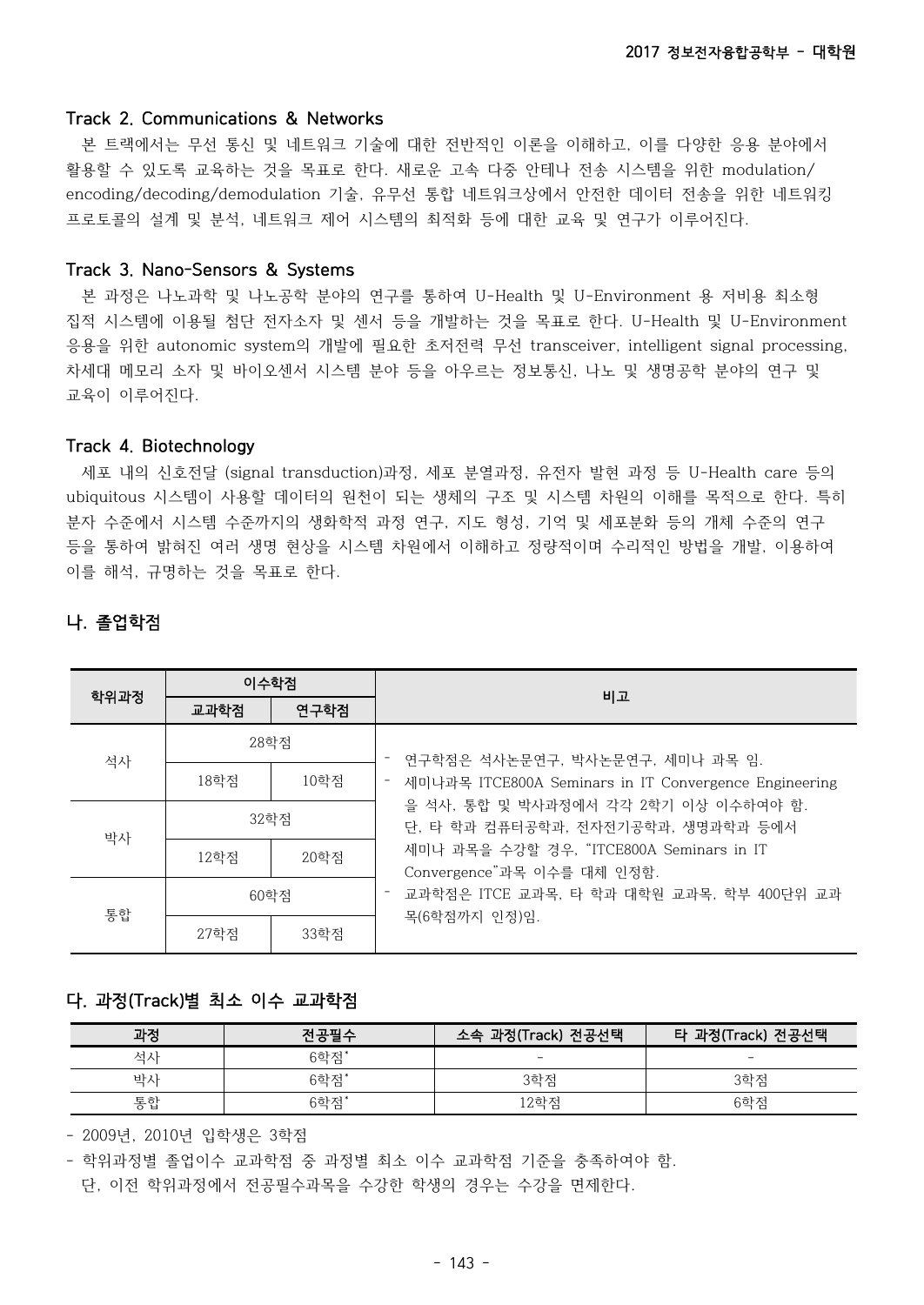### Track 2. Communications & Networks

본 트랙에서는 무선 통신 및 네트워크 기술에 대한 전반적인 이론을 이해하고, 이를 다양한 응용 분야에서 활용할 수 있도록 교육하는 것을 목표로 한다. 새로운 고속 다중 안테나 전송 시스템을 위한 modulation/encoding/decoding/demodulation 기술, 유무선 통합 네트워크상에서 안전한 데이터 전송을 위한 네트워킹 프로토콜의 설계 및 분석, 네트워크 제어 시스템의 최적화 등에 대한 교육 및 연구가 이루어진다.

### Track 3. Nano-Sensors & Systems

본 과정은 나노과학 및 나노공학 분야의 연구를 통하여 U-Health 및 U-Environment 용 저비용 최소형 집적 시스템에 이용될 첨단 전자소자 및 센서 등을 개발하는 것을 목표로 한다. U-Health 및 U-Environment 응용을 위한 autonomic system의 개발에 필요한 초저전력 무선 transceiver, intelligent signal processing, 차세대 메모리 소자 및 바이오센서 시스템 분야 등을 아우르는 정보통신, 나노 및 생명공학 분야의 연구 및 교육이 이루어진다.

### Track 4. Biotechnology

세포 내의 신호전달 (signal transduction)과정, 세포 분열과정, 유전자 발현 과정 등 U-Health care 등의 ubiquitous 시스템이 사용할 데이터의 원천이 되는 생체의 구조 및 시스템 차원의 이해를 목적으로 한다. 특히 분자 수준에서 시스템 수준까지의 생화학적 과정 연구, 지도 형성, 기억 및 세포분화 등의 개체 수준의 연구 등을 통하여 밝혀진 여러 생명 현상을 시스템 차원에서 이해하고 정량적이며 수리적인 방법을 개발, 이용하여 이를 해석, 규명하는 것을 목표로 한다.

## 나. 졸업학점

| 학위과정 | 이수학점 | | 비고 |
|---|---|---|---|
| | 교과학점 | 연구학점 | |
| 석사 | 28학점 | | - 연구학점은 석사논문연구, 박사논문연구, 세미나 과목 임.<br>- 세미나과목 ITCE800A Seminars in IT Convergence Engineering 을 석사, 통합 및 박사과정에서 각각 2학기 이상 이수하여야 함. 단, 타 학과 컴퓨터공학과, 전자전기공학과, 생명과학과 등에서 세미나 과목을 수강할 경우, "ITCE800A Seminars in IT Convergence"과목 이수를 대체 인정함.<br>- 교과학점은 ITCE 교과목, 타 학과 대학원 교과목, 학부 400단위 교과목(6학점까지 인정)임. |
| | 18학점 | 10학점 | |
| 박사 | 32학점 | | |
| | 12학점 | 20학점 | |
| 통합 | 60학점 | | |
| | 27학점 | 33학점 | |

## 다. 과정(Track)별 최소 이수 교과학점

| 과정 | 전공필수 | 소속 과정(Track) 전공선택 | 타 과정(Track) 전공선택 |
|---|---|---|---|
| 석사 | 6학점* | - | - |
| 박사 | 6학점* | 3학점 | 3학점 |
| 통합 | 6학점* | 12학점 | 6학점 |

- 2009년, 2010년 입학생은 3학점
- 학위과정별 졸업이수 교과학점 중 과정별 최소 이수 교과학점 기준을 충족하여야 함.
  단, 이전 학위과정에서 전공필수과목을 수강한 학생의 경우는 수강을 면제한다.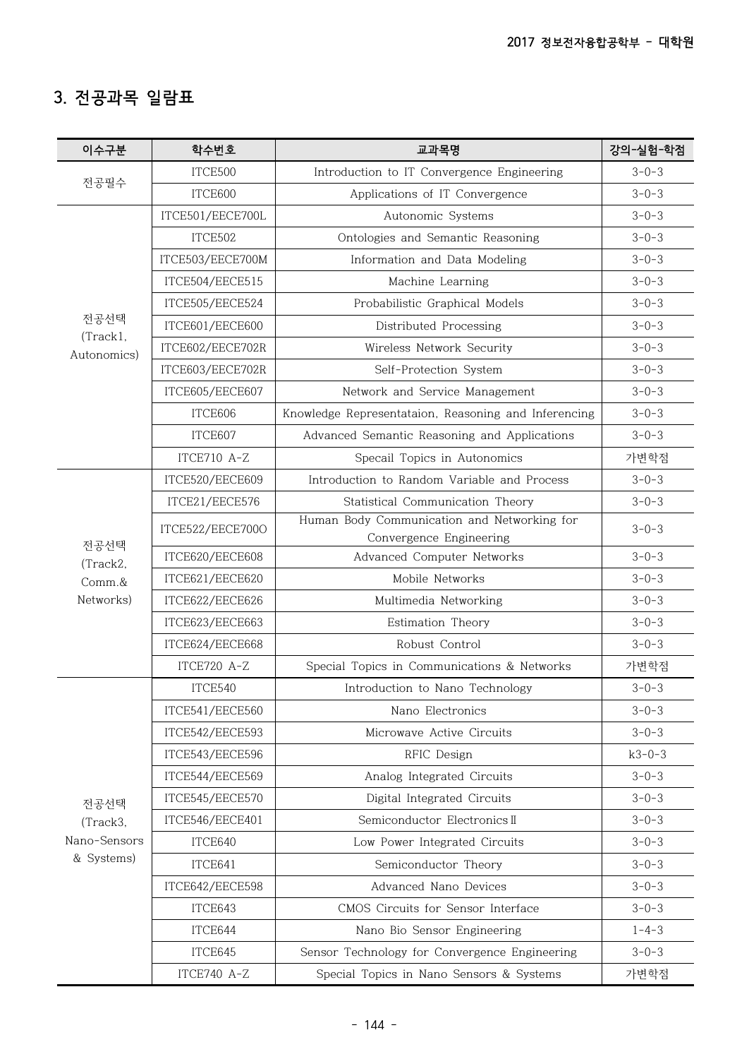## 3. 전공과목 일람표

| 이수구분 | 학수번호 | 교과목명 | 강의-실험-학점 |
|---|---|---|---|
| 전공필수 | ITCE500 | Introduction to IT Convergence Engineering | 3-0-3 |
| | ITCE600 | Applications of IT Convergence | 3-0-3 |
| 전공선택 (Track1, Autonomics) | ITCE501/EECE700L | Autonomic Systems | 3-0-3 |
| | ITCE502 | Ontologies and Semantic Reasoning | 3-0-3 |
| | ITCE503/EECE700M | Information and Data Modeling | 3-0-3 |
| | ITCE504/EECE515 | Machine Learning | 3-0-3 |
| | ITCE505/EECE524 | Probabilistic Graphical Models | 3-0-3 |
| | ITCE601/EECE600 | Distributed Processing | 3-0-3 |
| | ITCE602/EECE702R | Wireless Network Security | 3-0-3 |
| | ITCE603/EECE702R | Self-Protection System | 3-0-3 |
| | ITCE605/EECE607 | Network and Service Management | 3-0-3 |
| | ITCE606 | Knowledge Representataion, Reasoning and Inferencing | 3-0-3 |
| | ITCE607 | Advanced Semantic Reasoning and Applications | 3-0-3 |
| | ITCE710 A-Z | Specail Topics in Autonomics | 가변학점 |
| 전공선택 (Track2, Comm.& Networks) | ITCE520/EECE609 | Introduction to Random Variable and Process | 3-0-3 |
| | ITCE21/EECE576 | Statistical Communication Theory | 3-0-3 |
| | ITCE522/EECE700O | Human Body Communication and Networking for Convergence Engineering | 3-0-3 |
| | ITCE620/EECE608 | Advanced Computer Networks | 3-0-3 |
| | ITCE621/EECE620 | Mobile Networks | 3-0-3 |
| | ITCE622/EECE626 | Multimedia Networking | 3-0-3 |
| | ITCE623/EECE663 | Estimation Theory | 3-0-3 |
| | ITCE624/EECE668 | Robust Control | 3-0-3 |
| | ITCE720 A-Z | Special Topics in Communications & Networks | 가변학점 |
| 전공선택 (Track3, Nano-Sensors & Systems) | ITCE540 | Introduction to Nano Technology | 3-0-3 |
| | ITCE541/EECE560 | Nano Electronics | 3-0-3 |
| | ITCE542/EECE593 | Microwave Active Circuits | 3-0-3 |
| | ITCE543/EECE596 | RFIC Design | k3-0-3 |
| | ITCE544/EECE569 | Analog Integrated Circuits | 3-0-3 |
| | ITCE545/EECE570 | Digital Integrated Circuits | 3-0-3 |
| | ITCE546/EECE401 | Semiconductor Electronics Ⅱ | 3-0-3 |
| | ITCE640 | Low Power Integrated Circuits | 3-0-3 |
| | ITCE641 | Semiconductor Theory | 3-0-3 |
| | ITCE642/EECE598 | Advanced Nano Devices | 3-0-3 |
| | ITCE643 | CMOS Circuits for Sensor Interface | 3-0-3 |
| | ITCE644 | Nano Bio Sensor Engineering | 1-4-3 |
| | ITCE645 | Sensor Technology for Convergence Engineering | 3-0-3 |
| | ITCE740 A-Z | Special Topics in Nano Sensors & Systems | 가변학점 |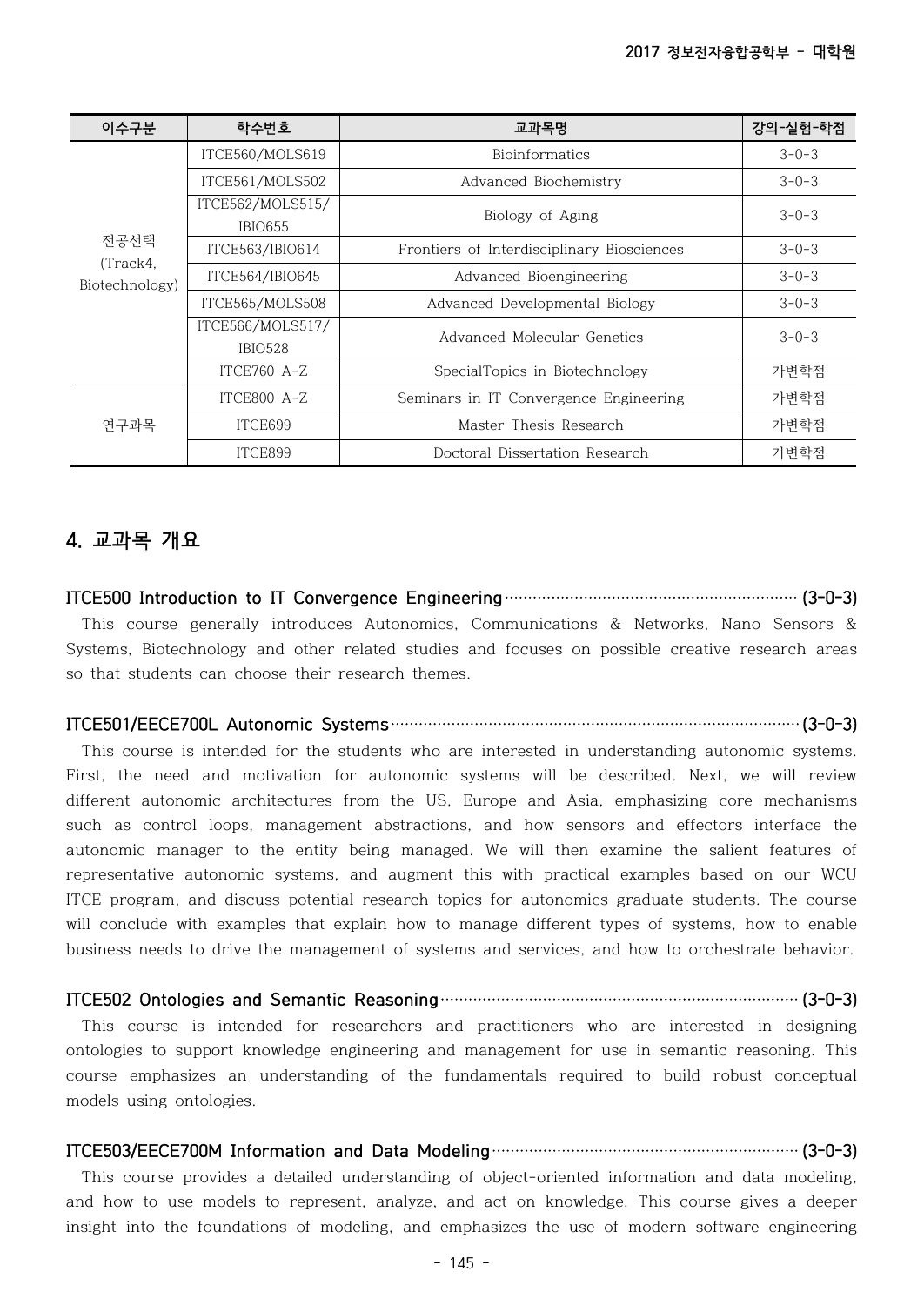| 이수구분 | 학수번호 | 교과목명 | 강의-실험-학점 |
| --- | --- | --- | --- |
| 전공선택 (Track4, Biotechnology) | ITCE560/MOLS619 | Bioinformatics | 3-0-3 |
| | ITCE561/MOLS502 | Advanced Biochemistry | 3-0-3 |
| | ITCE562/MOLS515/ IBIO655 | Biology of Aging | 3-0-3 |
| | ITCE563/IBIO614 | Frontiers of Interdisciplinary Biosciences | 3-0-3 |
| | ITCE564/IBIO645 | Advanced Bioengineering | 3-0-3 |
| | ITCE565/MOLS508 | Advanced Developmental Biology | 3-0-3 |
| | ITCE566/MOLS517/ IBIO528 | Advanced Molecular Genetics | 3-0-3 |
| | ITCE760 A-Z | SpecialTopics in Biotechnology | 가변학점 |
| 연구과목 | ITCE800 A-Z | Seminars in IT Convergence Engineering | 가변학점 |
| | ITCE699 | Master Thesis Research | 가변학점 |
| | ITCE899 | Doctoral Dissertation Research | 가변학점 |

## 4. 교과목 개요

**ITCE500 Introduction to IT Convergence Engineering (3-0-3)**

This course generally introduces Autonomics, Communications & Networks, Nano Sensors & Systems, Biotechnology and other related studies and focuses on possible creative research areas so that students can choose their research themes.

**ITCE501/EECE700L Autonomic Systems (3-0-3)**

This course is intended for the students who are interested in understanding autonomic systems. First, the need and motivation for autonomic systems will be described. Next, we will review different autonomic architectures from the US, Europe and Asia, emphasizing core mechanisms such as control loops, management abstractions, and how sensors and effectors interface the autonomic manager to the entity being managed. We will then examine the salient features of representative autonomic systems, and augment this with practical examples based on our WCU ITCE program, and discuss potential research topics for autonomics graduate students. The course will conclude with examples that explain how to manage different types of systems, how to enable business needs to drive the management of systems and services, and how to orchestrate behavior.

**ITCE502 Ontologies and Semantic Reasoning (3-0-3)**

This course is intended for researchers and practitioners who are interested in designing ontologies to support knowledge engineering and management for use in semantic reasoning. This course emphasizes an understanding of the fundamentals required to build robust conceptual models using ontologies.

**ITCE503/EECE700M Information and Data Modeling (3-0-3)**

This course provides a detailed understanding of object-oriented information and data modeling, and how to use models to represent, analyze, and act on knowledge. This course gives a deeper insight into the foundations of modeling, and emphasizes the use of modern software engineering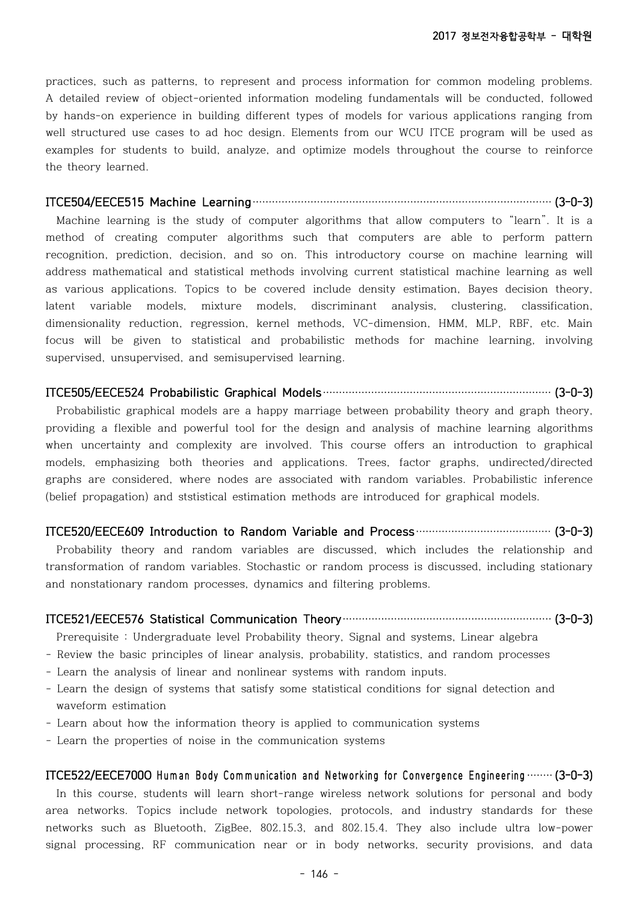practices, such as patterns, to represent and process information for common modeling problems. A detailed review of object-oriented information modeling fundamentals will be conducted, followed by hands-on experience in building different types of models for various applications ranging from well structured use cases to ad hoc design. Elements from our WCU ITCE program will be used as examples for students to build, analyze, and optimize models throughout the course to reinforce the theory learned.

**ITCE504/EECE515 Machine Learning …… (3-0-3)**

Machine learning is the study of computer algorithms that allow computers to "learn". It is a method of creating computer algorithms such that computers are able to perform pattern recognition, prediction, decision, and so on. This introductory course on machine learning will address mathematical and statistical methods involving current statistical machine learning as well as various applications. Topics to be covered include density estimation, Bayes decision theory, latent variable models, mixture models, discriminant analysis, clustering, classification, dimensionality reduction, regression, kernel methods, VC-dimension, HMM, MLP, RBF, etc. Main focus will be given to statistical and probabilistic methods for machine learning, involving supervised, unsupervised, and semisupervised learning.

**ITCE505/EECE524 Probabilistic Graphical Models …… (3-0-3)**

Probabilistic graphical models are a happy marriage between probability theory and graph theory, providing a flexible and powerful tool for the design and analysis of machine learning algorithms when uncertainty and complexity are involved. This course offers an introduction to graphical models, emphasizing both theories and applications. Trees, factor graphs, undirected/directed graphs are considered, where nodes are associated with random variables. Probabilistic inference (belief propagation) and ststistical estimation methods are introduced for graphical models.

**ITCE520/EECE609 Introduction to Random Variable and Process …… (3-0-3)**

Probability theory and random variables are discussed, which includes the relationship and transformation of random variables. Stochastic or random process is discussed, including stationary and nonstationary random processes, dynamics and filtering problems.

**ITCE521/EECE576 Statistical Communication Theory …… (3-0-3)**

Prerequisite : Undergraduate level Probability theory, Signal and systems, Linear algebra

- Review the basic principles of linear analysis, probability, statistics, and random processes
- Learn the analysis of linear and nonlinear systems with random inputs.
- Learn the design of systems that satisfy some statistical conditions for signal detection and waveform estimation
- Learn about how the information theory is applied to communication systems
- Learn the properties of noise in the communication systems

**ITCE522/EECE700O Human Body Communication and Networking for Convergence Engineering …… (3-0-3)**

In this course, students will learn short-range wireless network solutions for personal and body area networks. Topics include network topologies, protocols, and industry standards for these networks such as Bluetooth, ZigBee, 802.15.3, and 802.15.4. They also include ultra low-power signal processing, RF communication near or in body networks, security provisions, and data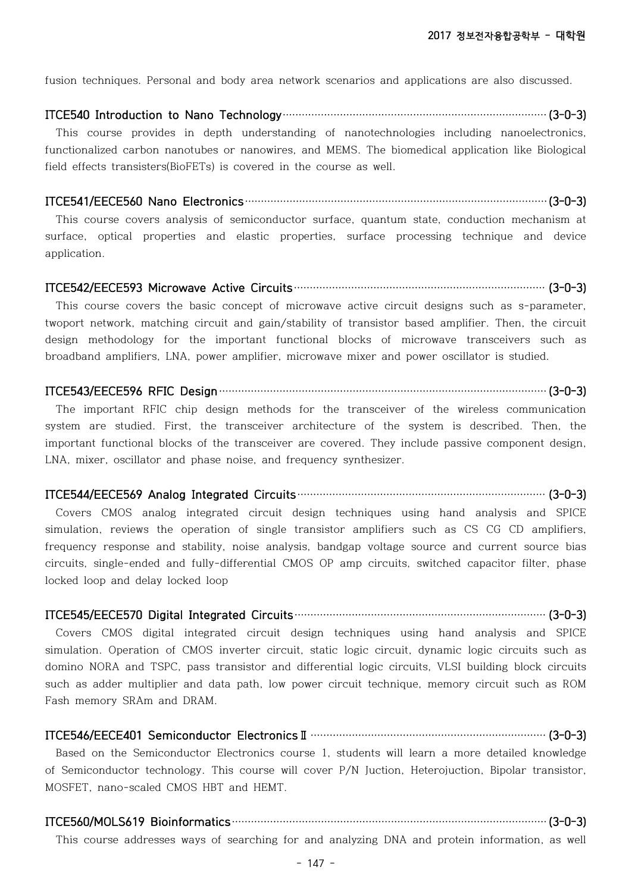fusion techniques. Personal and body area network scenarios and applications are also discussed.

**ITCE540 Introduction to Nano Technology ················ (3-0-3)**

This course provides in depth understanding of nanotechnologies including nanoelectronics, functionalized carbon nanotubes or nanowires, and MEMS. The biomedical application like Biological field effects transisters(BioFETs) is covered in the course as well.

**ITCE541/EECE560 Nano Electronics ················ (3-0-3)**

This course covers analysis of semiconductor surface, quantum state, conduction mechanism at surface, optical properties and elastic properties, surface processing technique and device application.

**ITCE542/EECE593 Microwave Active Circuits ················ (3-0-3)**

This course covers the basic concept of microwave active circuit designs such as s-parameter, twoport network, matching circuit and gain/stability of transistor based amplifier. Then, the circuit design methodology for the important functional blocks of microwave transceivers such as broadband amplifiers, LNA, power amplifier, microwave mixer and power oscillator is studied.

**ITCE543/EECE596 RFIC Design ················ (3-0-3)**

The important RFIC chip design methods for the transceiver of the wireless communication system are studied. First, the transceiver architecture of the system is described. Then, the important functional blocks of the transceiver are covered. They include passive component design, LNA, mixer, oscillator and phase noise, and frequency synthesizer.

**ITCE544/EECE569 Analog Integrated Circuits ················ (3-0-3)**

Covers CMOS analog integrated circuit design techniques using hand analysis and SPICE simulation, reviews the operation of single transistor amplifiers such as CS CG CD amplifiers, frequency response and stability, noise analysis, bandgap voltage source and current source bias circuits, single-ended and fully-differential CMOS OP amp circuits, switched capacitor filter, phase locked loop and delay locked loop

**ITCE545/EECE570 Digital Integrated Circuits ················ (3-0-3)**

Covers CMOS digital integrated circuit design techniques using hand analysis and SPICE simulation. Operation of CMOS inverter circuit, static logic circuit, dynamic logic circuits such as domino NORA and TSPC, pass transistor and differential logic circuits, VLSI building block circuits such as adder multiplier and data path, low power circuit technique, memory circuit such as ROM Fash memory SRAm and DRAM.

**ITCE546/EECE401 Semiconductor Electronics Ⅱ ················ (3-0-3)**

Based on the Semiconductor Electronics course 1, students will learn a more detailed knowledge of Semiconductor technology. This course will cover P/N Juction, Heterojuction, Bipolar transistor, MOSFET, nano-scaled CMOS HBT and HEMT.

**ITCE560/MOLS619 Bioinformatics ················ (3-0-3)**

This course addresses ways of searching for and analyzing DNA and protein information, as well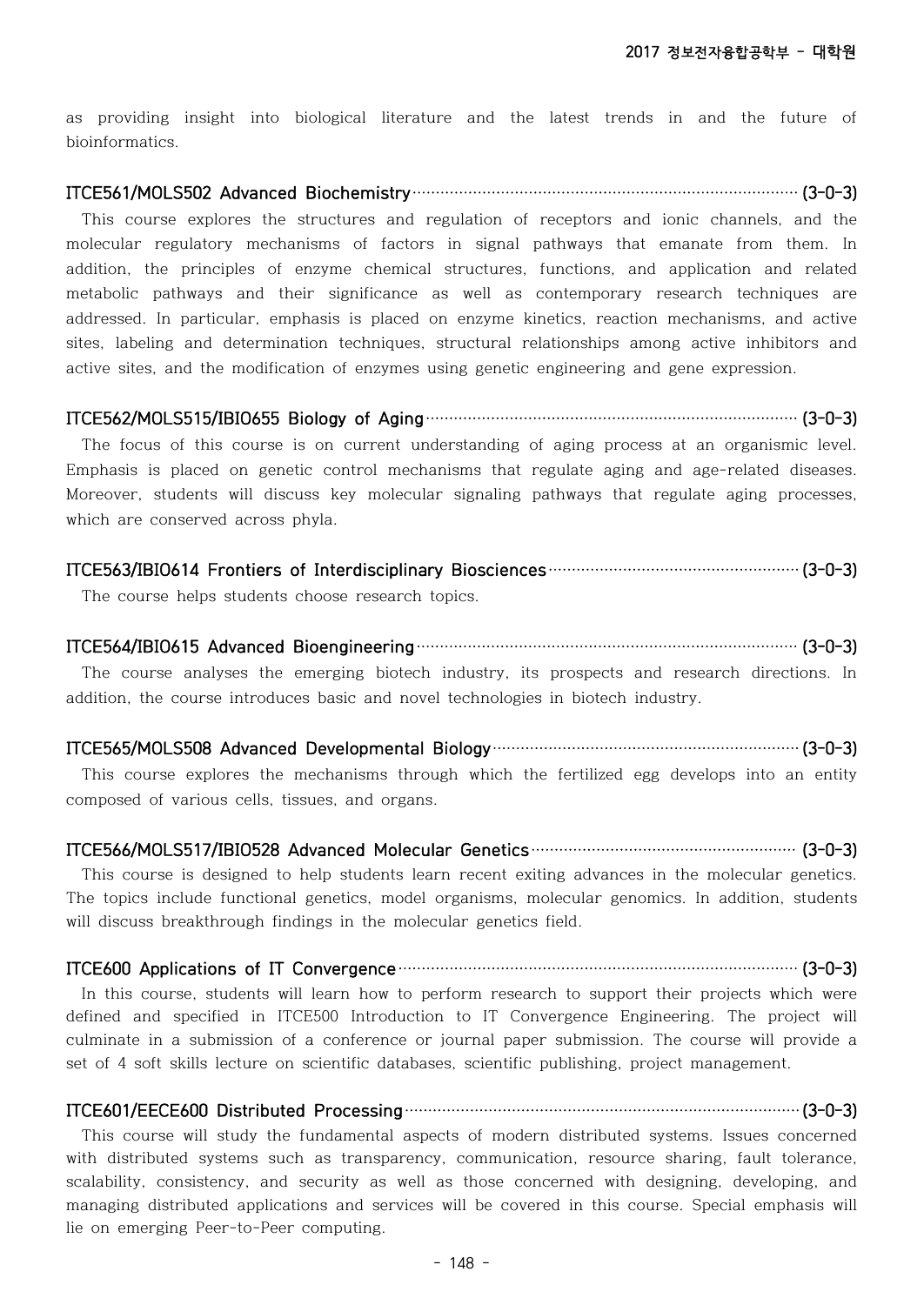as providing insight into biological literature and the latest trends in and the future of bioinformatics.

**ITCE561/MOLS502 Advanced Biochemistry (3-0-3)**

This course explores the structures and regulation of receptors and ionic channels, and the molecular regulatory mechanisms of factors in signal pathways that emanate from them. In addition, the principles of enzyme chemical structures, functions, and application and related metabolic pathways and their significance as well as contemporary research techniques are addressed. In particular, emphasis is placed on enzyme kinetics, reaction mechanisms, and active sites, labeling and determination techniques, structural relationships among active inhibitors and active sites, and the modification of enzymes using genetic engineering and gene expression.

**ITCE562/MOLS515/IBIO655 Biology of Aging (3-0-3)**

The focus of this course is on current understanding of aging process at an organismic level. Emphasis is placed on genetic control mechanisms that regulate aging and age-related diseases. Moreover, students will discuss key molecular signaling pathways that regulate aging processes, which are conserved across phyla.

**ITCE563/IBIO614 Frontiers of Interdisciplinary Biosciences (3-0-3)**

The course helps students choose research topics.

**ITCE564/IBIO615 Advanced Bioengineering (3-0-3)**

The course analyses the emerging biotech industry, its prospects and research directions. In addition, the course introduces basic and novel technologies in biotech industry.

**ITCE565/MOLS508 Advanced Developmental Biology (3-0-3)**

This course explores the mechanisms through which the fertilized egg develops into an entity composed of various cells, tissues, and organs.

**ITCE566/MOLS517/IBIO528 Advanced Molecular Genetics (3-0-3)**

This course is designed to help students learn recent exiting advances in the molecular genetics. The topics include functional genetics, model organisms, molecular genomics. In addition, students will discuss breakthrough findings in the molecular genetics field.

**ITCE600 Applications of IT Convergence (3-0-3)**

In this course, students will learn how to perform research to support their projects which were defined and specified in ITCE500 Introduction to IT Convergence Engineering. The project will culminate in a submission of a conference or journal paper submission. The course will provide a set of 4 soft skills lecture on scientific databases, scientific publishing, project management.

**ITCE601/EECE600 Distributed Processing (3-0-3)**

This course will study the fundamental aspects of modern distributed systems. Issues concerned with distributed systems such as transparency, communication, resource sharing, fault tolerance, scalability, consistency, and security as well as those concerned with designing, developing, and managing distributed applications and services will be covered in this course. Special emphasis will lie on emerging Peer-to-Peer computing.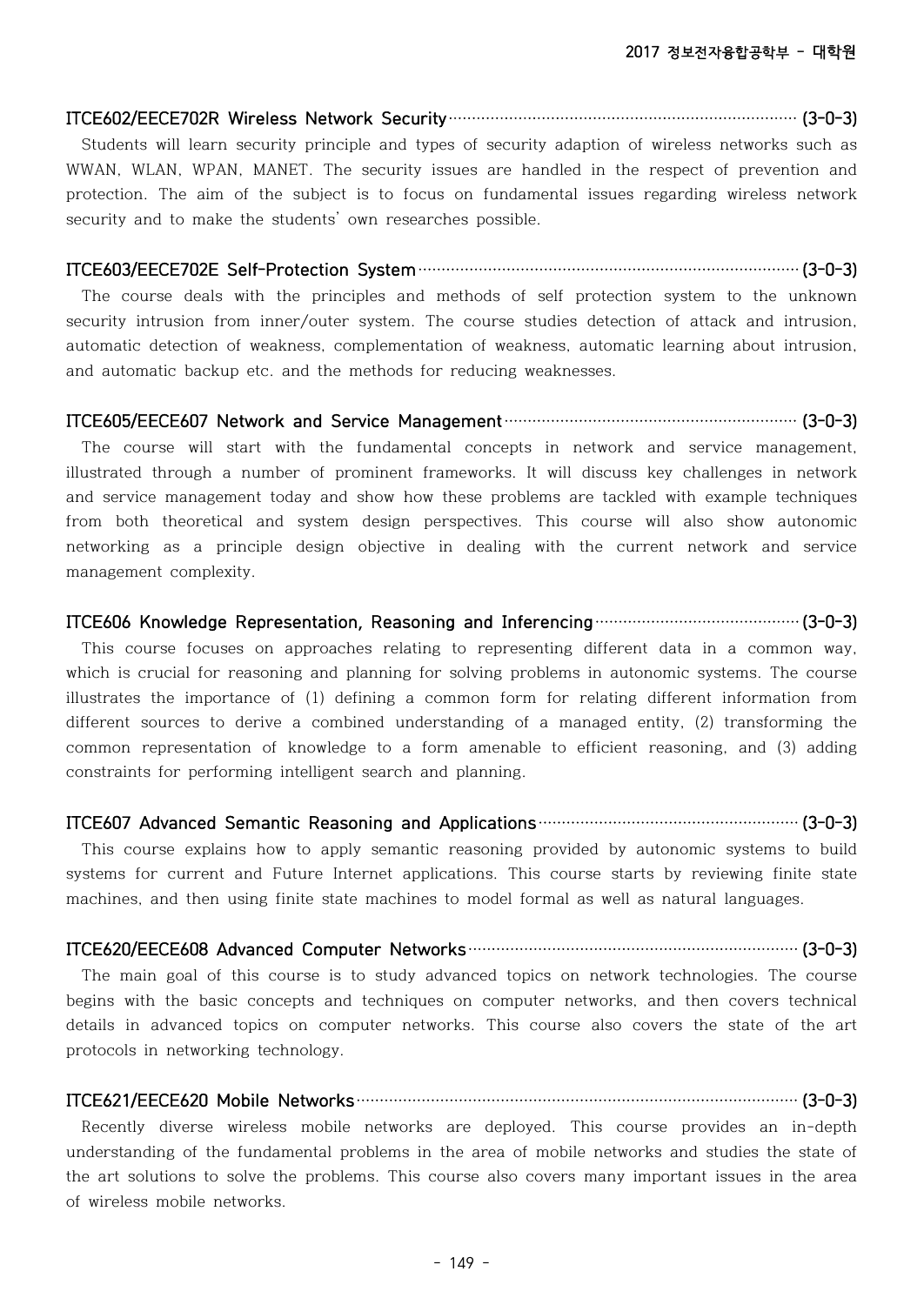### ITCE602/EECE702R Wireless Network Security (3-0-3)

Students will learn security principle and types of security adaption of wireless networks such as WWAN, WLAN, WPAN, MANET. The security issues are handled in the respect of prevention and protection. The aim of the subject is to focus on fundamental issues regarding wireless network security and to make the students' own researches possible.

### ITCE603/EECE702E Self-Protection System (3-0-3)

The course deals with the principles and methods of self protection system to the unknown security intrusion from inner/outer system. The course studies detection of attack and intrusion, automatic detection of weakness, complementation of weakness, automatic learning about intrusion, and automatic backup etc. and the methods for reducing weaknesses.

### ITCE605/EECE607 Network and Service Management (3-0-3)

The course will start with the fundamental concepts in network and service management, illustrated through a number of prominent frameworks. It will discuss key challenges in network and service management today and show how these problems are tackled with example techniques from both theoretical and system design perspectives. This course will also show autonomic networking as a principle design objective in dealing with the current network and service management complexity.

### ITCE606 Knowledge Representation, Reasoning and Inferencing (3-0-3)

This course focuses on approaches relating to representing different data in a common way, which is crucial for reasoning and planning for solving problems in autonomic systems. The course illustrates the importance of (1) defining a common form for relating different information from different sources to derive a combined understanding of a managed entity, (2) transforming the common representation of knowledge to a form amenable to efficient reasoning, and (3) adding constraints for performing intelligent search and planning.

### ITCE607 Advanced Semantic Reasoning and Applications (3-0-3)

This course explains how to apply semantic reasoning provided by autonomic systems to build systems for current and Future Internet applications. This course starts by reviewing finite state machines, and then using finite state machines to model formal as well as natural languages.

### ITCE620/EECE608 Advanced Computer Networks (3-0-3)

The main goal of this course is to study advanced topics on network technologies. The course begins with the basic concepts and techniques on computer networks, and then covers technical details in advanced topics on computer networks. This course also covers the state of the art protocols in networking technology.

### ITCE621/EECE620 Mobile Networks (3-0-3)

Recently diverse wireless mobile networks are deployed. This course provides an in-depth understanding of the fundamental problems in the area of mobile networks and studies the state of the art solutions to solve the problems. This course also covers many important issues in the area of wireless mobile networks.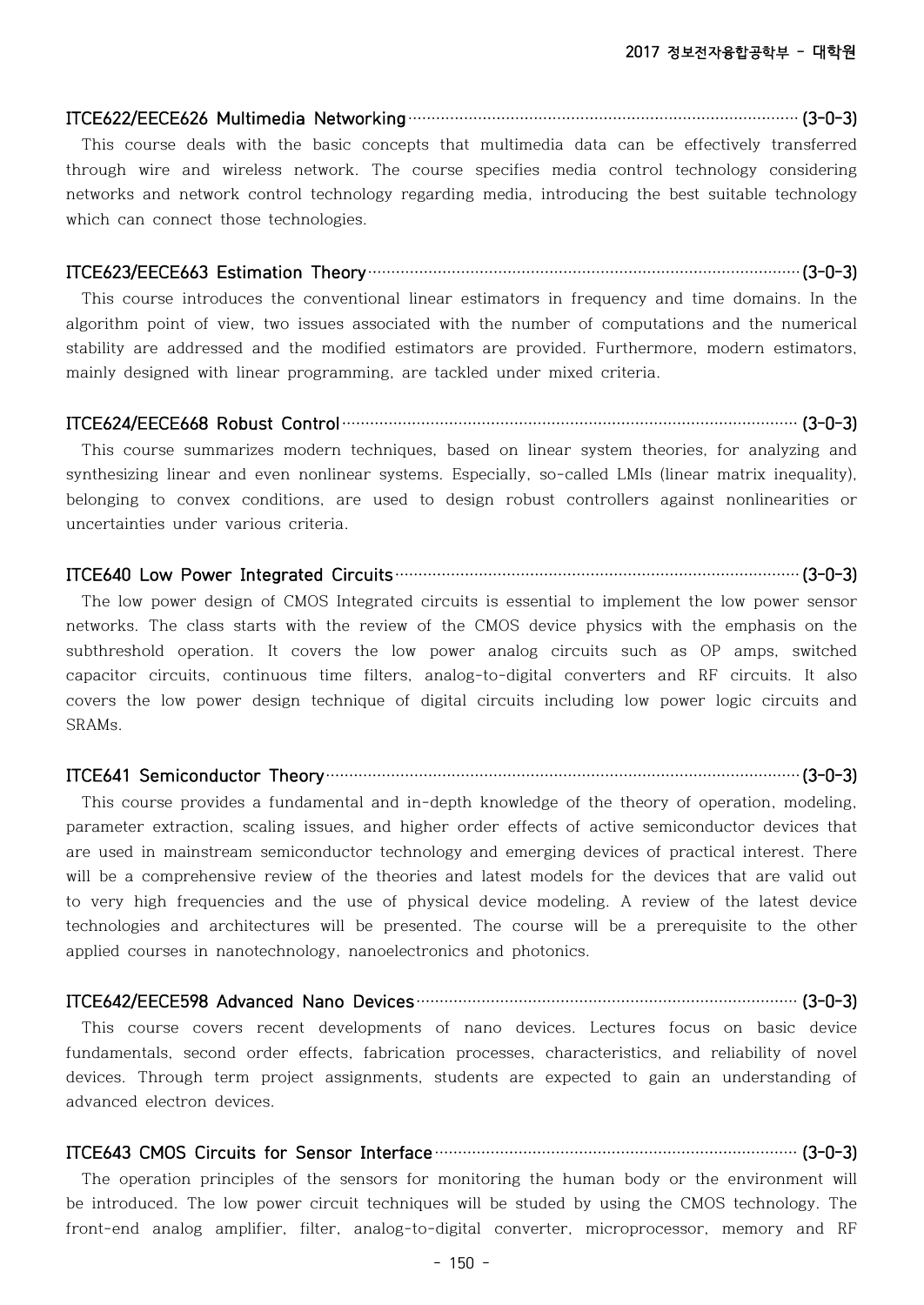**ITCE622/EECE626 Multimedia Networking (3-0-3)**

This course deals with the basic concepts that multimedia data can be effectively transferred through wire and wireless network. The course specifies media control technology considering networks and network control technology regarding media, introducing the best suitable technology which can connect those technologies.

**ITCE623/EECE663 Estimation Theory (3-0-3)**

This course introduces the conventional linear estimators in frequency and time domains. In the algorithm point of view, two issues associated with the number of computations and the numerical stability are addressed and the modified estimators are provided. Furthermore, modern estimators, mainly designed with linear programming, are tackled under mixed criteria.

**ITCE624/EECE668 Robust Control (3-0-3)**

This course summarizes modern techniques, based on linear system theories, for analyzing and synthesizing linear and even nonlinear systems. Especially, so-called LMIs (linear matrix inequality), belonging to convex conditions, are used to design robust controllers against nonlinearities or uncertainties under various criteria.

**ITCE640 Low Power Integrated Circuits (3-0-3)**

The low power design of CMOS Integrated circuits is essential to implement the low power sensor networks. The class starts with the review of the CMOS device physics with the emphasis on the subthreshold operation. It covers the low power analog circuits such as OP amps, switched capacitor circuits, continuous time filters, analog-to-digital converters and RF circuits. It also covers the low power design technique of digital circuits including low power logic circuits and SRAMs.

**ITCE641 Semiconductor Theory (3-0-3)**

This course provides a fundamental and in-depth knowledge of the theory of operation, modeling, parameter extraction, scaling issues, and higher order effects of active semiconductor devices that are used in mainstream semiconductor technology and emerging devices of practical interest. There will be a comprehensive review of the theories and latest models for the devices that are valid out to very high frequencies and the use of physical device modeling. A review of the latest device technologies and architectures will be presented. The course will be a prerequisite to the other applied courses in nanotechnology, nanoelectronics and photonics.

**ITCE642/EECE598 Advanced Nano Devices (3-0-3)**

This course covers recent developments of nano devices. Lectures focus on basic device fundamentals, second order effects, fabrication processes, characteristics, and reliability of novel devices. Through term project assignments, students are expected to gain an understanding of advanced electron devices.

**ITCE643 CMOS Circuits for Sensor Interface (3-0-3)**

The operation principles of the sensors for monitoring the human body or the environment will be introduced. The low power circuit techniques will be studed by using the CMOS technology. The front-end analog amplifier, filter, analog-to-digital converter, microprocessor, memory and RF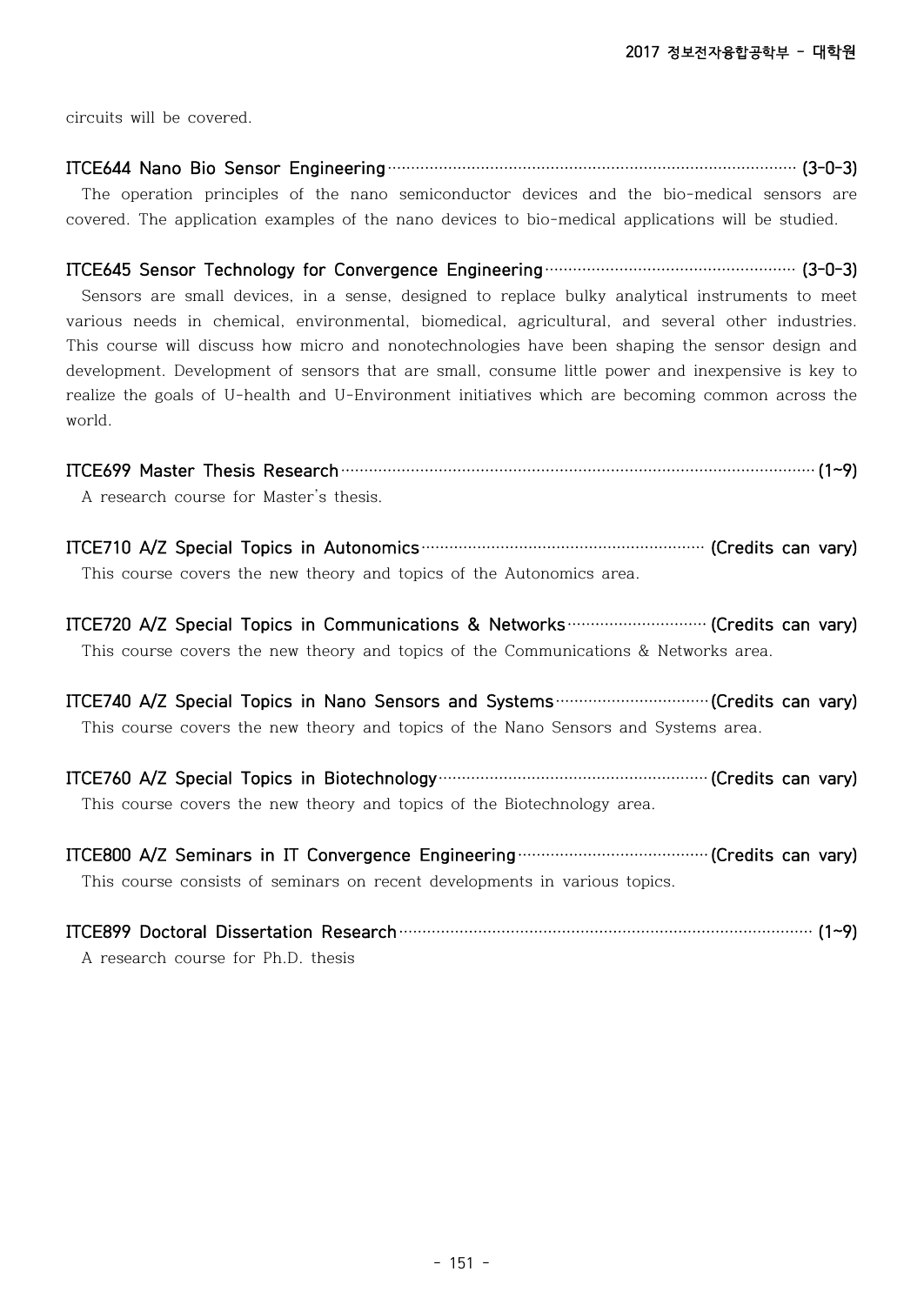circuits will be covered.

**ITCE644 Nano Bio Sensor Engineering ······ (3-0-3)**

The operation principles of the nano semiconductor devices and the bio-medical sensors are covered. The application examples of the nano devices to bio-medical applications will be studied.

**ITCE645 Sensor Technology for Convergence Engineering ······ (3-0-3)**

Sensors are small devices, in a sense, designed to replace bulky analytical instruments to meet various needs in chemical, environmental, biomedical, agricultural, and several other industries. This course will discuss how micro and nonotechnologies have been shaping the sensor design and development. Development of sensors that are small, consume little power and inexpensive is key to realize the goals of U-health and U-Environment initiatives which are becoming common across the world.

**ITCE699 Master Thesis Research ······ (1~9)**

A research course for Master's thesis.

**ITCE710 A/Z Special Topics in Autonomics ······ (Credits can vary)**

This course covers the new theory and topics of the Autonomics area.

**ITCE720 A/Z Special Topics in Communications & Networks ······ (Credits can vary)**

This course covers the new theory and topics of the Communications & Networks area.

**ITCE740 A/Z Special Topics in Nano Sensors and Systems ······ (Credits can vary)**

This course covers the new theory and topics of the Nano Sensors and Systems area.

**ITCE760 A/Z Special Topics in Biotechnology ······ (Credits can vary)**

This course covers the new theory and topics of the Biotechnology area.

**ITCE800 A/Z Seminars in IT Convergence Engineering ······ (Credits can vary)**

This course consists of seminars on recent developments in various topics.

**ITCE899 Doctoral Dissertation Research ······ (1~9)**

A research course for Ph.D. thesis